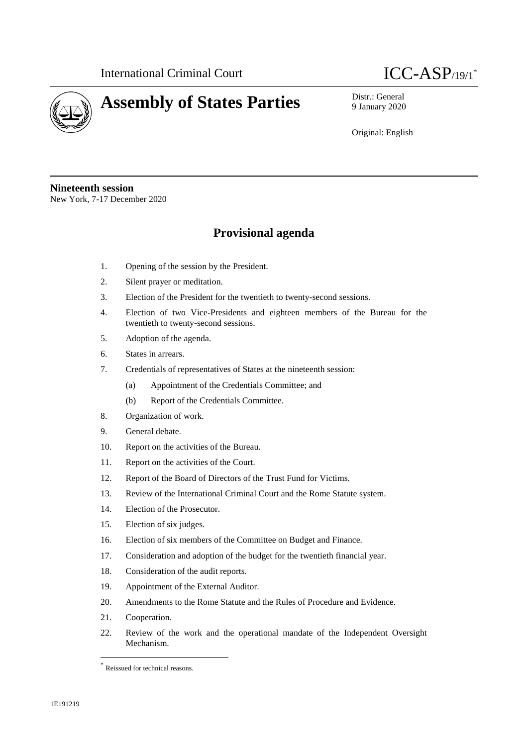International Criminal Court

ICC-ASP/19/1*

# Assembly of States Parties

Distr.: General
9 January 2020

Original: English

**Nineteenth session**
New York, 7-17 December 2020

## Provisional agenda

1. Opening of the session by the President.
2. Silent prayer or meditation.
3. Election of the President for the twentieth to twenty-second sessions.
4. Election of two Vice-Presidents and eighteen members of the Bureau for the twentieth to twenty-second sessions.
5. Adoption of the agenda.
6. States in arrears.
7. Credentials of representatives of States at the nineteenth session:
   (a) Appointment of the Credentials Committee; and
   (b) Report of the Credentials Committee.
8. Organization of work.
9. General debate.
10. Report on the activities of the Bureau.
11. Report on the activities of the Court.
12. Report of the Board of Directors of the Trust Fund for Victims.
13. Review of the International Criminal Court and the Rome Statute system.
14. Election of the Prosecutor.
15. Election of six judges.
16. Election of six members of the Committee on Budget and Finance.
17. Consideration and adoption of the budget for the twentieth financial year.
18. Consideration of the audit reports.
19. Appointment of the External Auditor.
20. Amendments to the Rome Statute and the Rules of Procedure and Evidence.
21. Cooperation.
22. Review of the work and the operational mandate of the Independent Oversight Mechanism.

* Reissued for technical reasons.

1E191219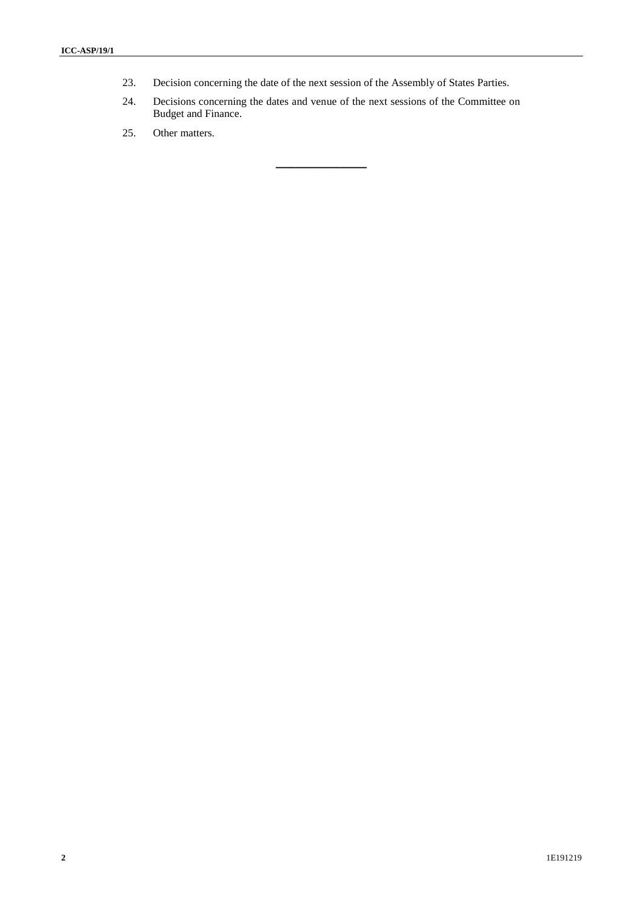23. Decision concerning the date of the next session of the Assembly of States Parties.

24. Decisions concerning the dates and venue of the next sessions of the Committee on Budget and Finance.

25. Other matters.

---